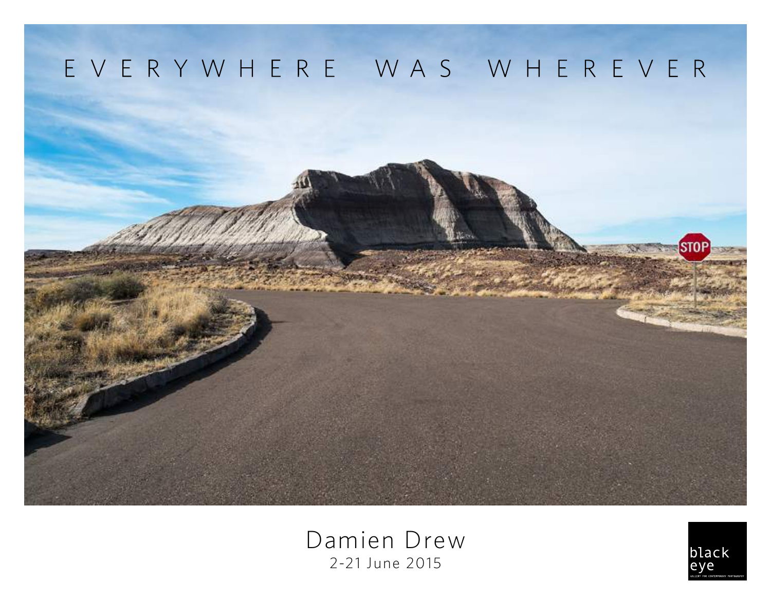# EVERYWHERE WAS WHEREVER

Damien Drew

2-21 June 2015

black eye

GALLERY FOR CONTEMPORARY PHOTOGRAPHY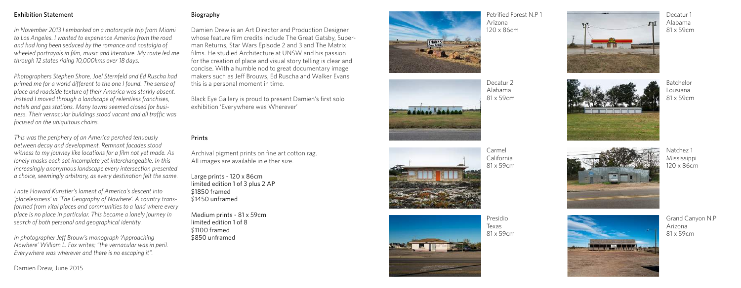## Exhibition Statement

*In November 2013 I embarked on a motorcycle trip from Miami to Los Angeles. I wanted to experience America from the road and had long been seduced by the romance and nostalgia of wheeled portrayals in film, music and literature. My route led me through 12 states riding 10,000kms over 18 days.*

*Photographers Stephen Shore, Joel Sternfeld and Ed Ruscha had primed me for a world different to the one I found. The sense of place and roadside texture of their America was starkly absent. Instead I moved through a landscape of relentless franchises, hotels and gas stations. Many towns seemed closed for business. Their vernacular buildings stood vacant and all traffic was focused on the ubiquitous chains.*

*This was the periphery of an America perched tenuously between decay and development. Remnant facades stood witness to my journey like locations for a film not yet made. As lonely masks each sat incomplete yet interchangeable. In this increasingly anonymous landscape every intersection presented a choice, seemingly arbitrary, as every destination felt the same.*

*I note Howard Kunstler's lament of America's descent into 'placelessness' in 'The Geography of Nowhere'. A country transformed from vital places and communities to a land where every place is no place in particular. This became a lonely journey in search of both personal and geographical identity.*

*In photographer Jeff Brouw's monograph 'Approaching Nowhere' William L. Fox writes; "the vernacular was in peril. Everywhere was wherever and there is no escaping it".*

Damien Drew, June 2015

## Biography

Damien Drew is an Art Director and Production Designer whose feature film credits include The Great Gatsby, Superman Returns, Star Wars Episode 2 and 3 and The Matrix films. He studied Architecture at UNSW and his passion for the creation of place and visual story telling is clear and concise. With a humble nod to great documentary image makers such as Jeff Brouws, Ed Ruscha and Walker Evans this is a personal moment in time.

Black Eye Gallery is proud to present Damien's first solo exhibition 'Everywhere was Wherever'

## Prints

Archival pigment prints on fine art cotton rag.
All images are available in either size.

Large prints - 120 x 86cm
limited edition 1 of 3 plus 2 AP
$1850 framed
$1450 unframed

Medium prints - 81 x 59cm
limited edition 1 of 8
$1100 framed
$850 unframed

Petrified Forest N.P 1
Arizona
120 x 86cm

Decatur 2
Alabama
81 x 59cm

Carmel
California
81 x 59cm

Presidio
Texas
81 x 59cm

Decatur 1
Alabama
81 x 59cm

Batchelor
Lousiana
81 x 59cm

Natchez 1
Mississippi
120 x 86cm

Grand Canyon N.P
Arizona
81 x 59cm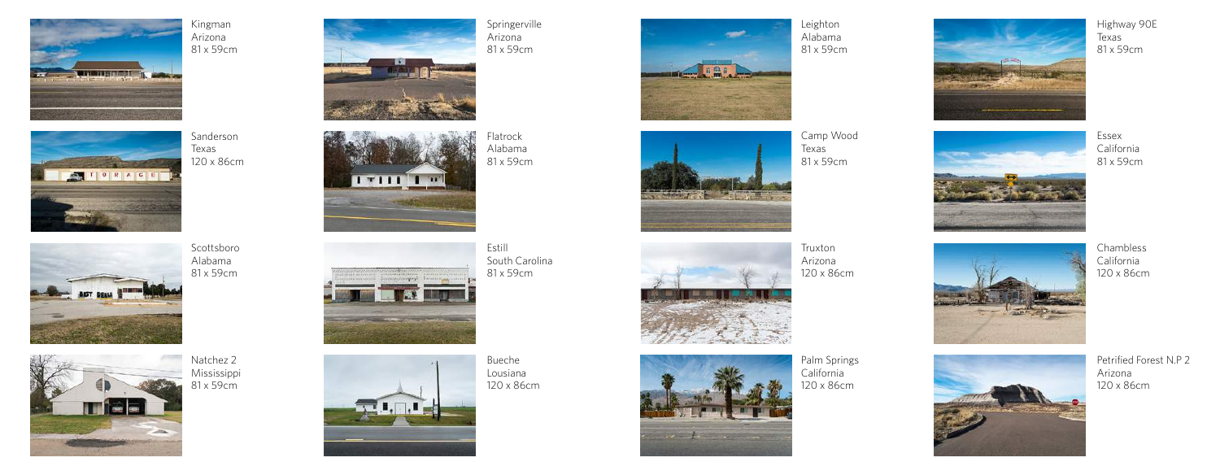Kingman
Arizona
81 x 59cm

Sanderson
Texas
120 x 86cm

Scottsboro
Alabama
81 x 59cm

Natchez 2
Mississippi
81 x 59cm

Springerville
Arizona
81 x 59cm

Flatrock
Alabama
81 x 59cm

Estill
South Carolina
81 x 59cm

Bueche
Lousiana
120 x 86cm

Leighton
Alabama
81 x 59cm

Camp Wood
Texas
81 x 59cm

Truxton
Arizona
120 x 86cm

Palm Springs
California
120 x 86cm

Highway 90E
Texas
81 x 59cm

Essex
California
81 x 59cm

Chambless
California
120 x 86cm

Petrified Forest N.P 2
Arizona
120 x 86cm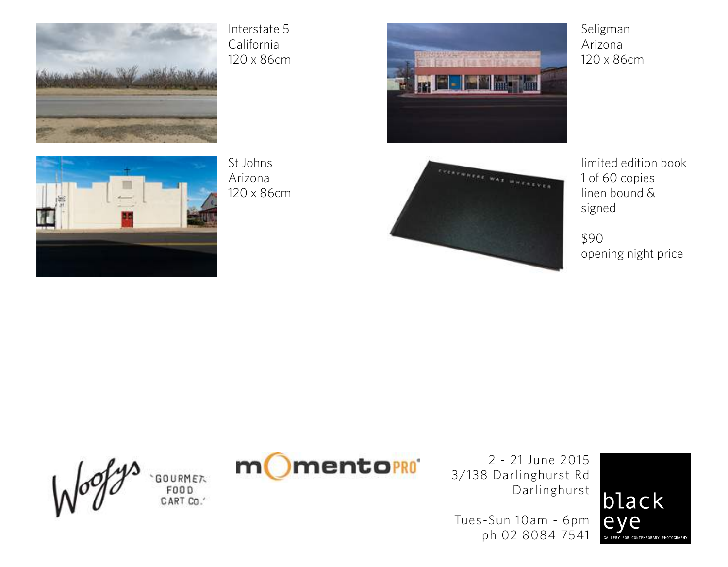Interstate 5
California
120 x 86cm

Seligman
Arizona
120 x 86cm

St Johns
Arizona
120 x 86cm

limited edition book
1 of 60 copies
linen bound &
signed

$90
opening night price

---

Woofys 'GOURMET FOOD CART CO.'

momento PRO

2 - 21 June 2015
3/138 Darlinghurst Rd
Darlinghurst

Tues-Sun 10am - 6pm
ph 02 8084 7541

black eye
GALLERY FOR CONTEMPORARY PHOTOGRAPHY